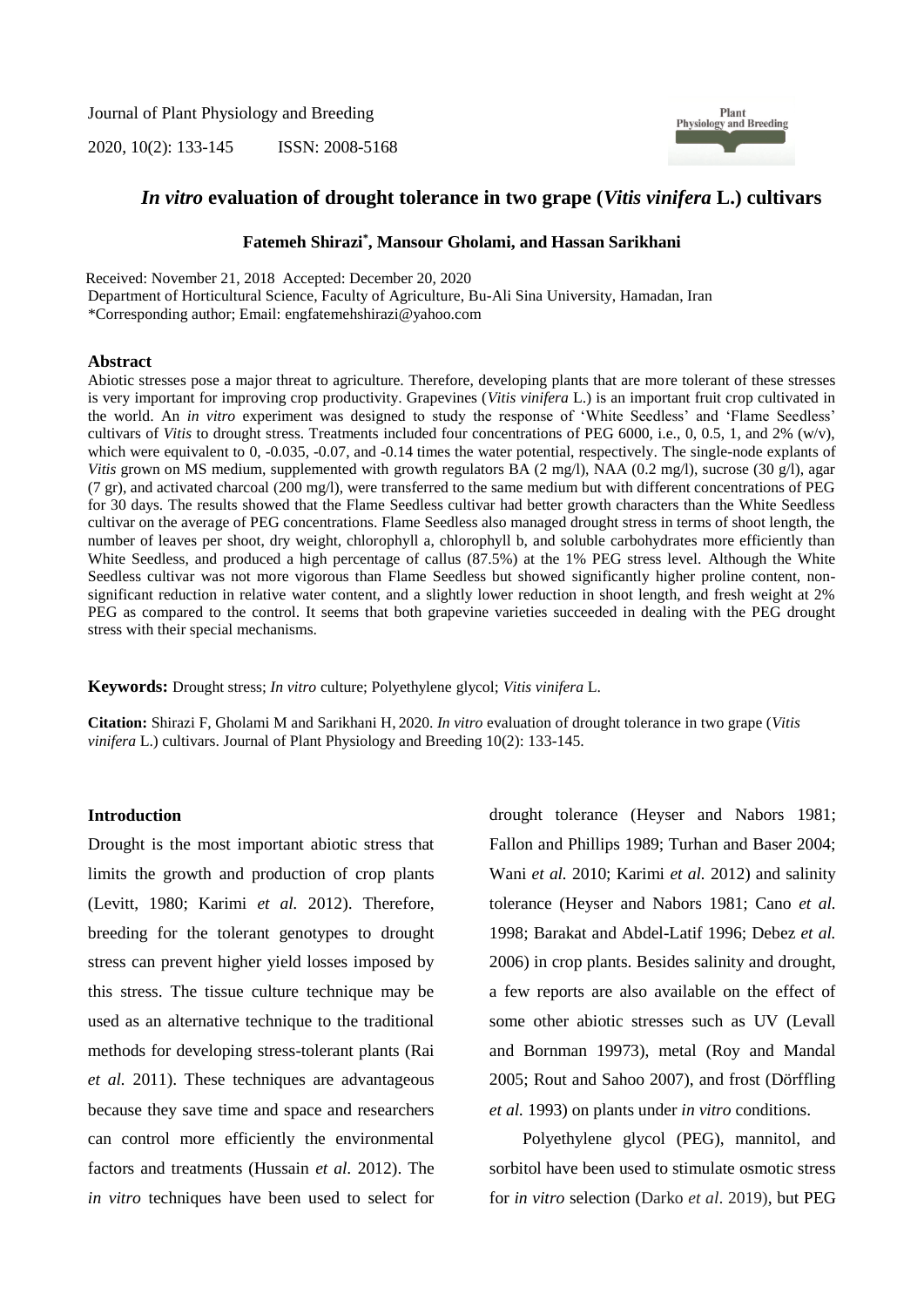Journal of Plant Physiology and Breeding

2020, 10(2): 133-145 ISSN: 2008-5168

# *In vitro* evaluation of drought tolerance in two grape (*Vitis vinifera* L.) cultivars

**Fatemeh Shirazi[*], Mansour Gholami, and Hassan Sarikhani**

Received: November 21, 2018 Accepted: December 20, 2020

Department of Horticultural Science, Faculty of Agriculture, Bu-Ali Sina University, Hamadan, Iran

*Corresponding author; Email: engfatemehshirazi@yahoo.com

## Abstract

Abiotic stresses pose a major threat to agriculture. Therefore, developing plants that are more tolerant of these stresses is very important for improving crop productivity. Grapevines (*Vitis vinifera* L.) is an important fruit crop cultivated in the world. An *in vitro* experiment was designed to study the response of 'White Seedless' and 'Flame Seedless' cultivars of *Vitis* to drought stress. Treatments included four concentrations of PEG 6000, i.e., 0, 0.5, 1, and 2% (w/v), which were equivalent to 0, -0.035, -0.07, and -0.14 times the water potential, respectively. The single-node explants of *Vitis* grown on MS medium, supplemented with growth regulators BA (2 mg/l), NAA (0.2 mg/l), sucrose (30 g/l), agar (7 gr), and activated charcoal (200 mg/l), were transferred to the same medium but with different concentrations of PEG for 30 days. The results showed that the Flame Seedless cultivar had better growth characters than the White Seedless cultivar on the average of PEG concentrations. Flame Seedless also managed drought stress in terms of shoot length, the number of leaves per shoot, dry weight, chlorophyll a, chlorophyll b, and soluble carbohydrates more efficiently than White Seedless, and produced a high percentage of callus (87.5%) at the 1% PEG stress level. Although the White Seedless cultivar was not more vigorous than Flame Seedless but showed significantly higher proline content, non-significant reduction in relative water content, and a slightly lower reduction in shoot length, and fresh weight at 2% PEG as compared to the control. It seems that both grapevine varieties succeeded in dealing with the PEG drought stress with their special mechanisms.

**Keywords:** Drought stress; *In vitro* culture; Polyethylene glycol; *Vitis vinifera* L.

**Citation:** Shirazi F, Gholami M and Sarikhani H, 2020. *In vitro* evaluation of drought tolerance in two grape (*Vitis vinifera* L.) cultivars. Journal of Plant Physiology and Breeding 10(2): 133-145.

## Introduction

Drought is the most important abiotic stress that limits the growth and production of crop plants (Levitt, 1980; Karimi *et al.* 2012). Therefore, breeding for the tolerant genotypes to drought stress can prevent higher yield losses imposed by this stress. The tissue culture technique may be used as an alternative technique to the traditional methods for developing stress-tolerant plants (Rai *et al.* 2011). These techniques are advantageous because they save time and space and researchers can control more efficiently the environmental factors and treatments (Hussain *et al.* 2012). The *in vitro* techniques have been used to select for drought tolerance (Heyser and Nabors 1981; Fallon and Phillips 1989; Turhan and Baser 2004; Wani *et al.* 2010; Karimi *et al.* 2012) and salinity tolerance (Heyser and Nabors 1981; Cano *et al.* 1998; Barakat and Abdel-Latif 1996; Debez *et al.* 2006) in crop plants. Besides salinity and drought, a few reports are also available on the effect of some other abiotic stresses such as UV (Levall and Bornman 19973), metal (Roy and Mandal 2005; Rout and Sahoo 2007), and frost (Dörffling *et al.* 1993) on plants under *in vitro* conditions.

Polyethylene glycol (PEG), mannitol, and sorbitol have been used to stimulate osmotic stress for *in vitro* selection (Darko *et al*. 2019), but PEG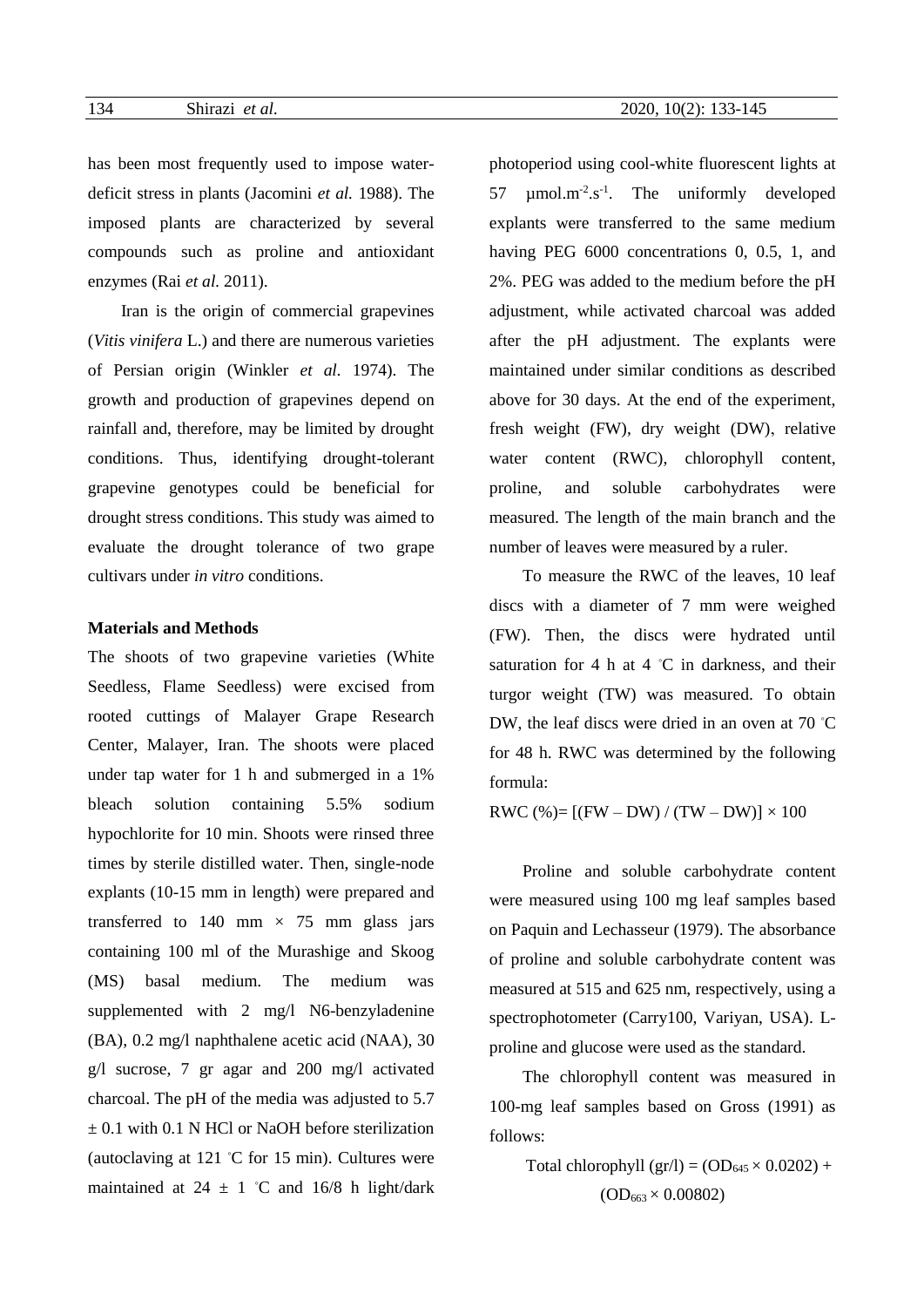has been most frequently used to impose water-deficit stress in plants (Jacomini *et al.* 1988). The imposed plants are characterized by several compounds such as proline and antioxidant enzymes (Rai *et al.* 2011).

Iran is the origin of commercial grapevines (*Vitis vinifera* L.) and there are numerous varieties of Persian origin (Winkler *et al.* 1974). The growth and production of grapevines depend on rainfall and, therefore, may be limited by drought conditions. Thus, identifying drought-tolerant grapevine genotypes could be beneficial for drought stress conditions. This study was aimed to evaluate the drought tolerance of two grape cultivars under *in vitro* conditions.

**Materials and Methods**

The shoots of two grapevine varieties (White Seedless, Flame Seedless) were excised from rooted cuttings of Malayer Grape Research Center, Malayer, Iran. The shoots were placed under tap water for 1 h and submerged in a 1% bleach solution containing 5.5% sodium hypochlorite for 10 min. Shoots were rinsed three times by sterile distilled water. Then, single-node explants (10-15 mm in length) were prepared and transferred to 140 mm × 75 mm glass jars containing 100 ml of the Murashige and Skoog (MS) basal medium. The medium was supplemented with 2 mg/l N6-benzyladenine (BA), 0.2 mg/l naphthalene acetic acid (NAA), 30 g/l sucrose, 7 gr agar and 200 mg/l activated charcoal. The pH of the media was adjusted to 5.7 ± 0.1 with 0.1 N HCl or NaOH before sterilization (autoclaving at 121 °C for 15 min). Cultures were maintained at 24 ± 1 °C and 16/8 h light/dark photoperiod using cool-white fluorescent lights at 57 µmol.m$^{-2}$.s$^{-1}$. The uniformly developed explants were transferred to the same medium having PEG 6000 concentrations 0, 0.5, 1, and 2%. PEG was added to the medium before the pH adjustment, while activated charcoal was added after the pH adjustment. The explants were maintained under similar conditions as described above for 30 days. At the end of the experiment, fresh weight (FW), dry weight (DW), relative water content (RWC), chlorophyll content, proline, and soluble carbohydrates were measured. The length of the main branch and the number of leaves were measured by a ruler.

To measure the RWC of the leaves, 10 leaf discs with a diameter of 7 mm were weighed (FW). Then, the discs were hydrated until saturation for 4 h at 4 °C in darkness, and their turgor weight (TW) was measured. To obtain DW, the leaf discs were dried in an oven at 70 °C for 48 h. RWC was determined by the following formula:

$$RWC\ (\%) = [(FW - DW) / (TW - DW)] \times 100$$

Proline and soluble carbohydrate content were measured using 100 mg leaf samples based on Paquin and Lechasseur (1979). The absorbance of proline and soluble carbohydrate content was measured at 515 and 625 nm, respectively, using a spectrophotometer (Carry100, Variyan, USA). L-proline and glucose were used as the standard.

The chlorophyll content was measured in 100-mg leaf samples based on Gross (1991) as follows:

$$\text{Total chlorophyll (gr/l)} = (OD_{645} \times 0.0202) + (OD_{663} \times 0.00802)$$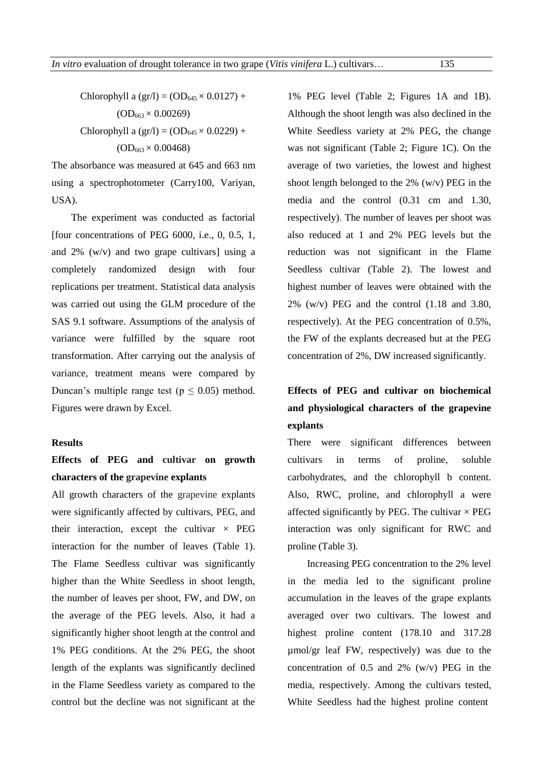$$\text{Chlorophyll a (gr/l)} = (OD_{645} \times 0.0127) + (OD_{663} \times 0.00269)$$

$$\text{Chlorophyll a (gr/l)} = (OD_{645} \times 0.0229) + (OD_{663} \times 0.00468)$$

The absorbance was measured at 645 and 663 nm using a spectrophotometer (Carry100, Variyan, USA).

The experiment was conducted as factorial [four concentrations of PEG 6000, i.e., 0, 0.5, 1, and 2% (w/v) and two grape cultivars] using a completely randomized design with four replications per treatment. Statistical data analysis was carried out using the GLM procedure of the SAS 9.1 software. Assumptions of the analysis of variance were fulfilled by the square root transformation. After carrying out the analysis of variance, treatment means were compared by Duncan's multiple range test ($p \leq 0.05$) method. Figures were drawn by Excel.

## Results

### Effects of PEG and cultivar on growth characters of the grapevine explants

All growth characters of the grapevine explants were significantly affected by cultivars, PEG, and their interaction, except the cultivar × PEG interaction for the number of leaves (Table 1). The Flame Seedless cultivar was significantly higher than the White Seedless in shoot length, the number of leaves per shoot, FW, and DW, on the average of the PEG levels. Also, it had a significantly higher shoot length at the control and 1% PEG conditions. At the 2% PEG, the shoot length of the explants was significantly declined in the Flame Seedless variety as compared to the control but the decline was not significant at the 1% PEG level (Table 2; Figures 1A and 1B). Although the shoot length was also declined in the White Seedless variety at 2% PEG, the change was not significant (Table 2; Figure 1C). On the average of two varieties, the lowest and highest shoot length belonged to the 2% (w/v) PEG in the media and the control (0.31 cm and 1.30, respectively). The number of leaves per shoot was also reduced at 1 and 2% PEG levels but the reduction was not significant in the Flame Seedless cultivar (Table 2). The lowest and highest number of leaves were obtained with the 2% (w/v) PEG and the control (1.18 and 3.80, respectively). At the PEG concentration of 0.5%, the FW of the explants decreased but at the PEG concentration of 2%, DW increased significantly.

### Effects of PEG and cultivar on biochemical and physiological characters of the grapevine explants

There were significant differences between cultivars in terms of proline, soluble carbohydrates, and the chlorophyll b content. Also, RWC, proline, and chlorophyll a were affected significantly by PEG. The cultivar × PEG interaction was only significant for RWC and proline (Table 3).

Increasing PEG concentration to the 2% level in the media led to the significant proline accumulation in the leaves of the grape explants averaged over two cultivars. The lowest and highest proline content (178.10 and 317.28 µmol/gr leaf FW, respectively) was due to the concentration of 0.5 and 2% (w/v) PEG in the media, respectively. Among the cultivars tested, White Seedless had the highest proline content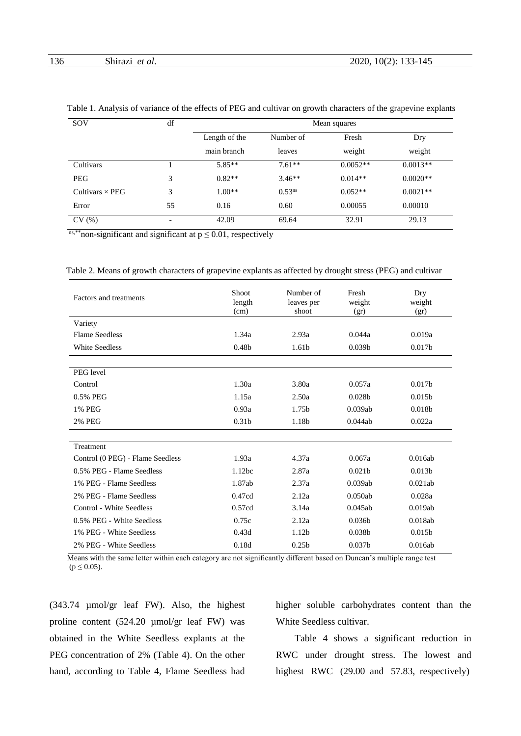Table 1. Analysis of variance of the effects of PEG and cultivar on growth characters of the grapevine explants

| SOV | df | Mean squares | | | |
|---|---|---|---|---|---|
| | | Length of the main branch | Number of leaves | Fresh weight | Dry weight |
| Cultivars | 1 | 5.85** | 7.61** | 0.0052** | 0.0013** |
| PEG | 3 | 0.82** | 3.46** | 0.014** | 0.0020** |
| Cultivars × PEG | 3 | 1.00** | 0.53[ns] | 0.052** | 0.0021** |
| Error | 55 | 0.16 | 0.60 | 0.00055 | 0.00010 |
| CV (%) | - | 42.09 | 69.64 | 32.91 | 29.13 |

[ns, **]non-significant and significant at $p \leq 0.01$, respectively

Table 2. Means of growth characters of grapevine explants as affected by drought stress (PEG) and cultivar

| Factors and treatments | Shoot length (cm) | Number of leaves per shoot | Fresh weight (gr) | Dry weight (gr) |
|---|---|---|---|---|
| Variety | | | | |
| Flame Seedless | 1.34a | 2.93a | 0.044a | 0.019a |
| White Seedless | 0.48b | 1.61b | 0.039b | 0.017b |
| PEG level | | | | |
| Control | 1.30a | 3.80a | 0.057a | 0.017b |
| 0.5% PEG | 1.15a | 2.50a | 0.028b | 0.015b |
| 1% PEG | 0.93a | 1.75b | 0.039ab | 0.018b |
| 2% PEG | 0.31b | 1.18b | 0.044ab | 0.022a |
| Treatment | | | | |
| Control (0 PEG) - Flame Seedless | 1.93a | 4.37a | 0.067a | 0.016ab |
| 0.5% PEG - Flame Seedless | 1.12bc | 2.87a | 0.021b | 0.013b |
| 1% PEG - Flame Seedless | 1.87ab | 2.37a | 0.039ab | 0.021ab |
| 2% PEG - Flame Seedless | 0.47cd | 2.12a | 0.050ab | 0.028a |
| Control - White Seedless | 0.57cd | 3.14a | 0.045ab | 0.019ab |
| 0.5% PEG - White Seedless | 0.75c | 2.12a | 0.036b | 0.018ab |
| 1% PEG - White Seedless | 0.43d | 1.12b | 0.038b | 0.015b |
| 2% PEG - White Seedless | 0.18d | 0.25b | 0.037b | 0.016ab |

Means with the same letter within each category are not significantly different based on Duncan's multiple range test ($p \leq 0.05$).

(343.74 µmol/gr leaf FW). Also, the highest proline content (524.20 µmol/gr leaf FW) was obtained in the White Seedless explants at the PEG concentration of 2% (Table 4). On the other hand, according to Table 4, Flame Seedless had higher soluble carbohydrates content than the White Seedless cultivar.

Table 4 shows a significant reduction in RWC under drought stress. The lowest and highest RWC (29.00 and 57.83, respectively)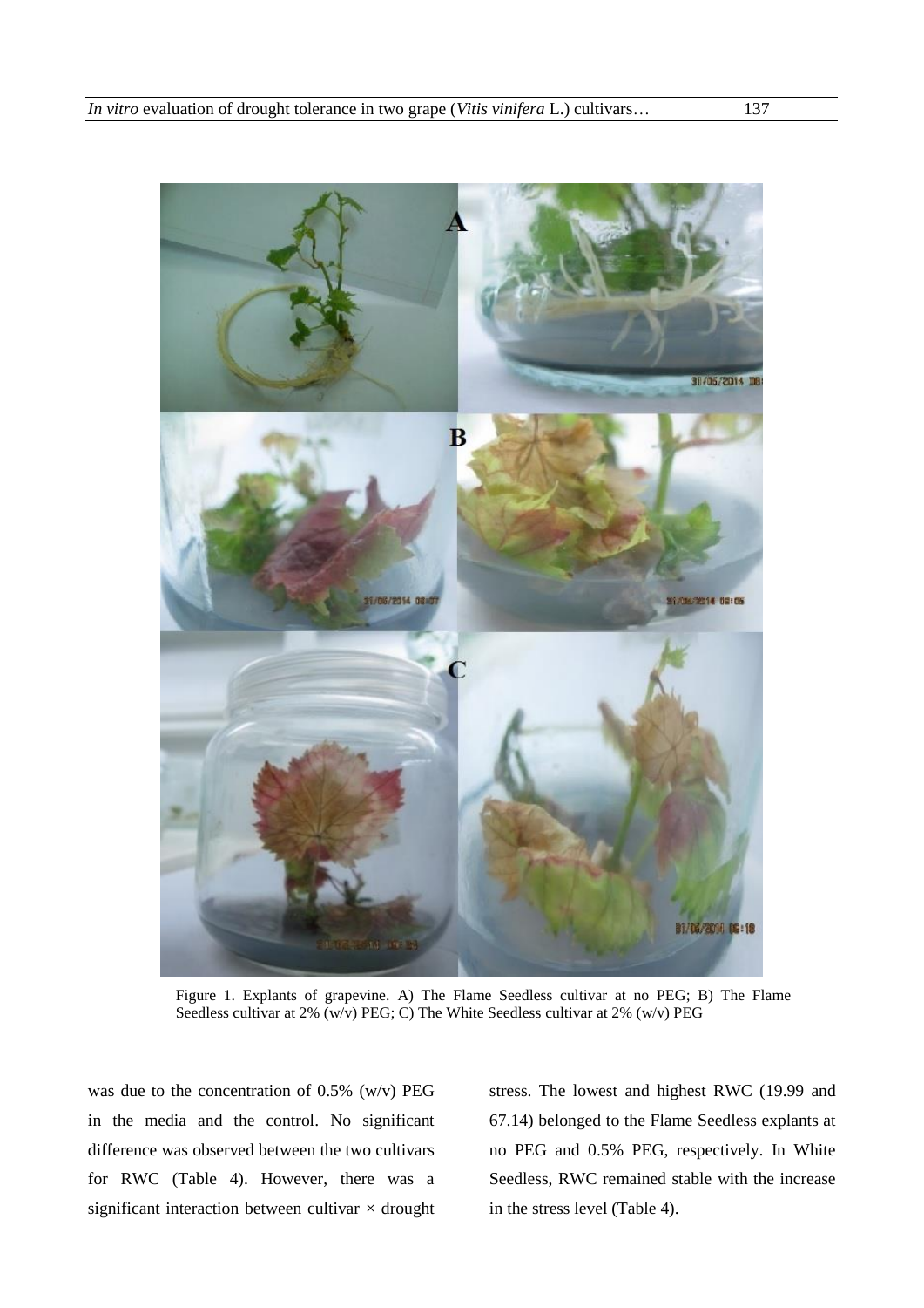Figure 1. Explants of grapevine. A) The Flame Seedless cultivar at no PEG; B) The Flame Seedless cultivar at 2% (w/v) PEG; C) The White Seedless cultivar at 2% (w/v) PEG

was due to the concentration of 0.5% (w/v) PEG in the media and the control. No significant difference was observed between the two cultivars for RWC (Table 4). However, there was a significant interaction between cultivar × drought stress. The lowest and highest RWC (19.99 and 67.14) belonged to the Flame Seedless explants at no PEG and 0.5% PEG, respectively. In White Seedless, RWC remained stable with the increase in the stress level (Table 4).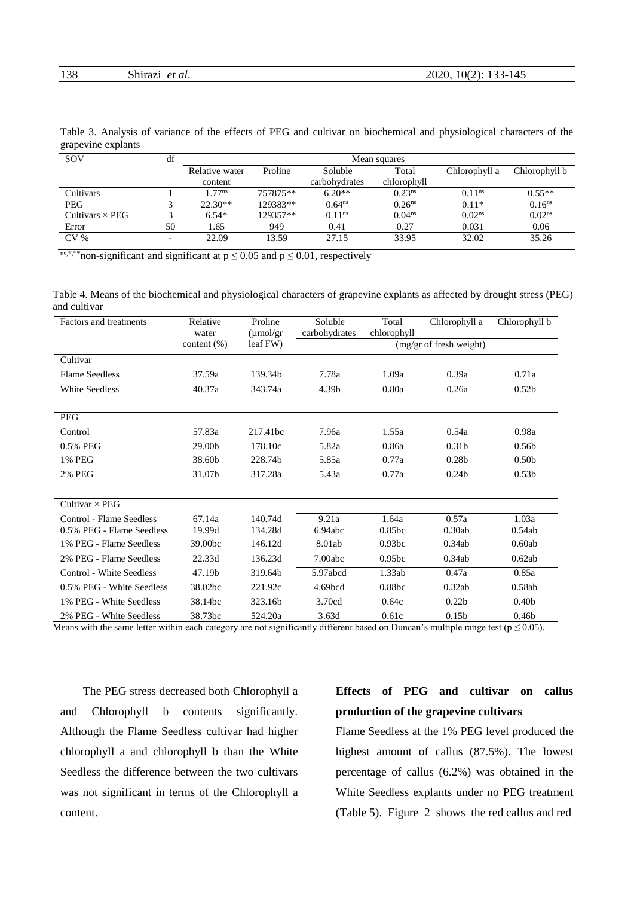Table 3. Analysis of variance of the effects of PEG and cultivar on biochemical and physiological characters of the grapevine explants

| SOV | df | Mean squares | | | | | |
|---|---|---|---|---|---|---|---|
| | | Relative water content | Proline | Soluble carbohydrates | Total chlorophyll | Chlorophyll a | Chlorophyll b |
| Cultivars | 1 | 1.77[ns] | 757875** | 6.20** | 0.23[ns] | 0.11[ns] | 0.55** |
| PEG | 3 | 22.30** | 129383** | 0.64[ns] | 0.26[ns] | 0.11* | 0.16[ns] |
| Cultivars × PEG | 3 | 6.54* | 129357** | 0.11[ns] | 0.04[ns] | 0.02[ns] | 0.02[ns] |
| Error | 50 | 1.65 | 949 | 0.41 | 0.27 | 0.031 | 0.06 |
| CV % | - | 22.09 | 13.59 | 27.15 | 33.95 | 32.02 | 35.26 |

ns,*,** non-significant and significant at $p \leq 0.05$ and $p \leq 0.01$, respectively

Table 4. Means of the biochemical and physiological characters of grapevine explants as affected by drought stress (PEG) and cultivar

| Factors and treatments | Relative water content (%) | Proline (μmol/gr leaf FW) | Soluble carbohydrates | Total chlorophyll | Chlorophyll a | Chlorophyll b |
|---|---|---|---|---|---|---|
| | | | (mg/gr of fresh weight) | | | |
| **Cultivar** | | | | | | |
| Flame Seedless | 37.59a | 139.34b | 7.78a | 1.09a | 0.39a | 0.71a |
| White Seedless | 40.37a | 343.74a | 4.39b | 0.80a | 0.26a | 0.52b |
| **PEG** | | | | | | |
| Control | 57.83a | 217.41bc | 7.96a | 1.55a | 0.54a | 0.98a |
| 0.5% PEG | 29.00b | 178.10c | 5.82a | 0.86a | 0.31b | 0.56b |
| 1% PEG | 38.60b | 228.74b | 5.85a | 0.77a | 0.28b | 0.50b |
| 2% PEG | 31.07b | 317.28a | 5.43a | 0.77a | 0.24b | 0.53b |
| **Cultivar × PEG** | | | | | | |
| Control - Flame Seedless | 67.14a | 140.74d | 9.21a | 1.64a | 0.57a | 1.03a |
| 0.5% PEG - Flame Seedless | 19.99d | 134.28d | 6.94abc | 0.85bc | 0.30ab | 0.54ab |
| 1% PEG - Flame Seedless | 39.00bc | 146.12d | 8.01ab | 0.93bc | 0.34ab | 0.60ab |
| 2% PEG - Flame Seedless | 22.33d | 136.23d | 7.00abc | 0.95bc | 0.34ab | 0.62ab |
| Control - White Seedless | 47.19b | 319.64b | 5.97abcd | 1.33ab | 0.47a | 0.85a |
| 0.5% PEG - White Seedless | 38.02bc | 221.92c | 4.69bcd | 0.88bc | 0.32ab | 0.58ab |
| 1% PEG - White Seedless | 38.14bc | 323.16b | 3.70cd | 0.64c | 0.22b | 0.40b |
| 2% PEG - White Seedless | 38.73bc | 524.20a | 3.63d | 0.61c | 0.15b | 0.46b |

Means with the same letter within each category are not significantly different based on Duncan's multiple range test ($p \leq 0.05$).

The PEG stress decreased both Chlorophyll a and Chlorophyll b contents significantly. Although the Flame Seedless cultivar had higher chlorophyll a and chlorophyll b than the White Seedless the difference between the two cultivars was not significant in terms of the Chlorophyll a content.

**Effects of PEG and cultivar on callus production of the grapevine cultivars**

Flame Seedless at the 1% PEG level produced the highest amount of callus (87.5%). The lowest percentage of callus (6.2%) was obtained in the White Seedless explants under no PEG treatment (Table 5). Figure 2 shows the red callus and red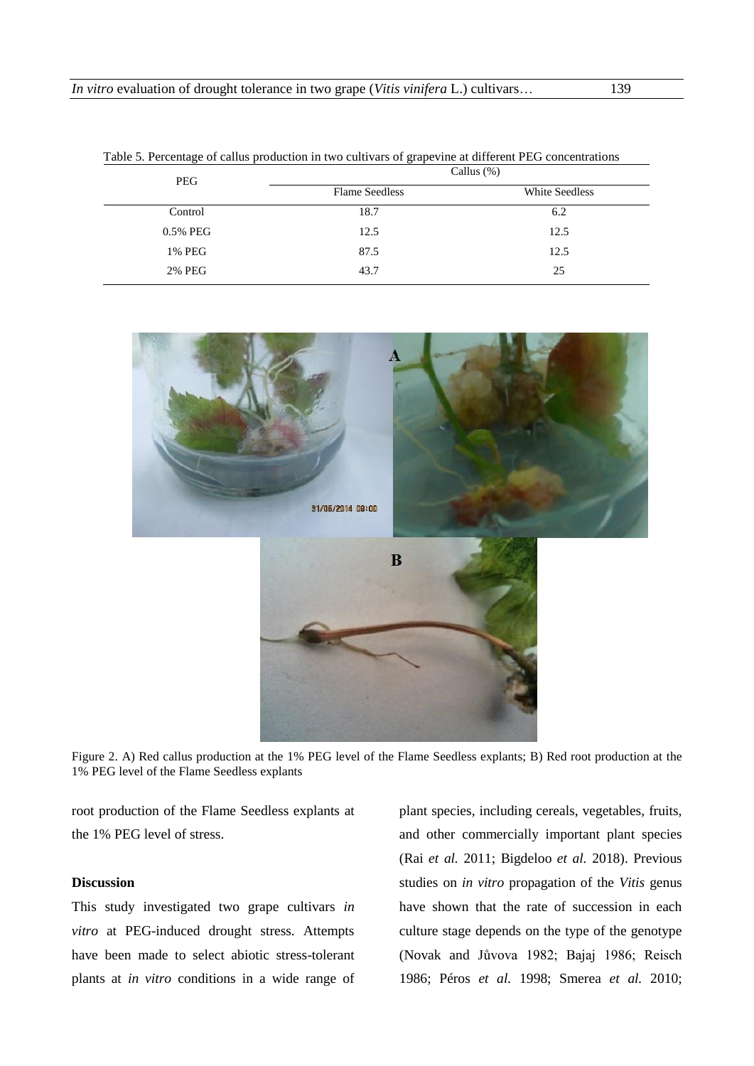Table 5. Percentage of callus production in two cultivars of grapevine at different PEG concentrations

| PEG | Callus (%) | |
|---|---|---|
| | Flame Seedless | White Seedless |
| Control | 18.7 | 6.2 |
| 0.5% PEG | 12.5 | 12.5 |
| 1% PEG | 87.5 | 12.5 |
| 2% PEG | 43.7 | 25 |

Figure 2. A) Red callus production at the 1% PEG level of the Flame Seedless explants; B) Red root production at the 1% PEG level of the Flame Seedless explants

root production of the Flame Seedless explants at the 1% PEG level of stress.

## Discussion

This study investigated two grape cultivars *in vitro* at PEG-induced drought stress. Attempts have been made to select abiotic stress-tolerant plants at *in vitro* conditions in a wide range of plant species, including cereals, vegetables, fruits, and other commercially important plant species (Rai *et al.* 2011; Bigdeloo *et al.* 2018). Previous studies on *in vitro* propagation of the *Vitis* genus have shown that the rate of succession in each culture stage depends on the type of the genotype (Novak and Jůvova 1982; Bajaj 1986; Reisch 1986; Péros *et al.* 1998; Smerea *et al.* 2010;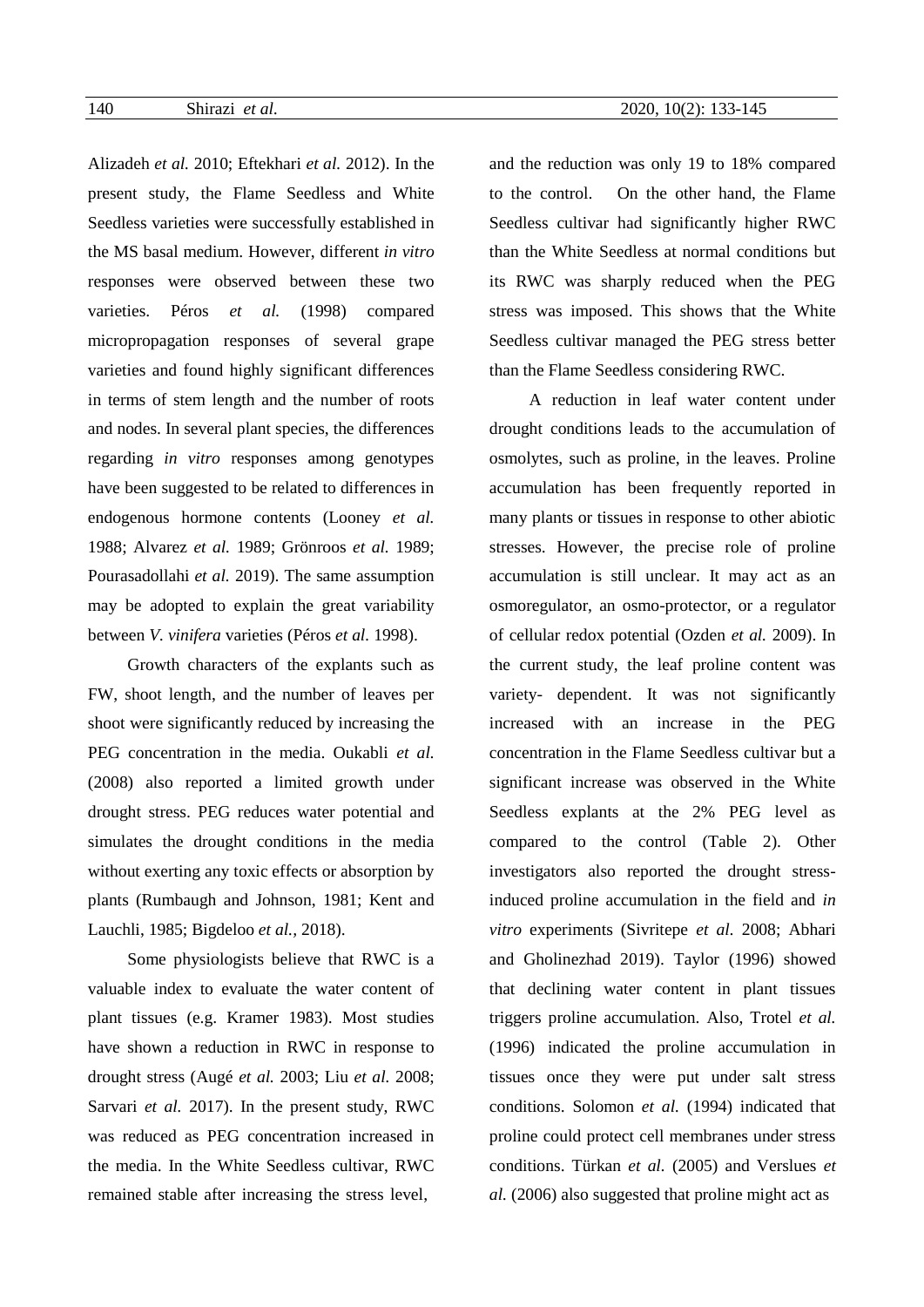Alizadeh *et al.* 2010; Eftekhari *et al.* 2012). In the present study, the Flame Seedless and White Seedless varieties were successfully established in the MS basal medium. However, different *in vitro* responses were observed between these two varieties. Péros *et al.* (1998) compared micropropagation responses of several grape varieties and found highly significant differences in terms of stem length and the number of roots and nodes. In several plant species, the differences regarding *in vitro* responses among genotypes have been suggested to be related to differences in endogenous hormone contents (Looney *et al.* 1988; Alvarez *et al.* 1989; Grönroos *et al.* 1989; Pourasadollahi *et al.* 2019). The same assumption may be adopted to explain the great variability between *V. vinifera* varieties (Péros *et al.* 1998).

Growth characters of the explants such as FW, shoot length, and the number of leaves per shoot were significantly reduced by increasing the PEG concentration in the media. Oukabli *et al.* (2008) also reported a limited growth under drought stress. PEG reduces water potential and simulates the drought conditions in the media without exerting any toxic effects or absorption by plants (Rumbaugh and Johnson, 1981; Kent and Lauchli, 1985; Bigdeloo *et al.,* 2018).

Some physiologists believe that RWC is a valuable index to evaluate the water content of plant tissues (e.g. Kramer 1983). Most studies have shown a reduction in RWC in response to drought stress (Augé *et al.* 2003; Liu *et al.* 2008; Sarvari *et al.* 2017). In the present study, RWC was reduced as PEG concentration increased in the media. In the White Seedless cultivar, RWC remained stable after increasing the stress level, and the reduction was only 19 to 18% compared to the control. On the other hand, the Flame Seedless cultivar had significantly higher RWC than the White Seedless at normal conditions but its RWC was sharply reduced when the PEG stress was imposed. This shows that the White Seedless cultivar managed the PEG stress better than the Flame Seedless considering RWC.

A reduction in leaf water content under drought conditions leads to the accumulation of osmolytes, such as proline, in the leaves. Proline accumulation has been frequently reported in many plants or tissues in response to other abiotic stresses. However, the precise role of proline accumulation is still unclear. It may act as an osmoregulator, an osmo-protector, or a regulator of cellular redox potential (Ozden *et al.* 2009). In the current study, the leaf proline content was variety- dependent. It was not significantly increased with an increase in the PEG concentration in the Flame Seedless cultivar but a significant increase was observed in the White Seedless explants at the 2% PEG level as compared to the control (Table 2). Other investigators also reported the drought stress-induced proline accumulation in the field and *in vitro* experiments (Sivritepe *et al.* 2008; Abhari and Gholinezhad 2019). Taylor (1996) showed that declining water content in plant tissues triggers proline accumulation. Also, Trotel *et al.* (1996) indicated the proline accumulation in tissues once they were put under salt stress conditions. Solomon *et al.* (1994) indicated that proline could protect cell membranes under stress conditions. Türkan *et al.* (2005) and Verslues *et al.* (2006) also suggested that proline might act as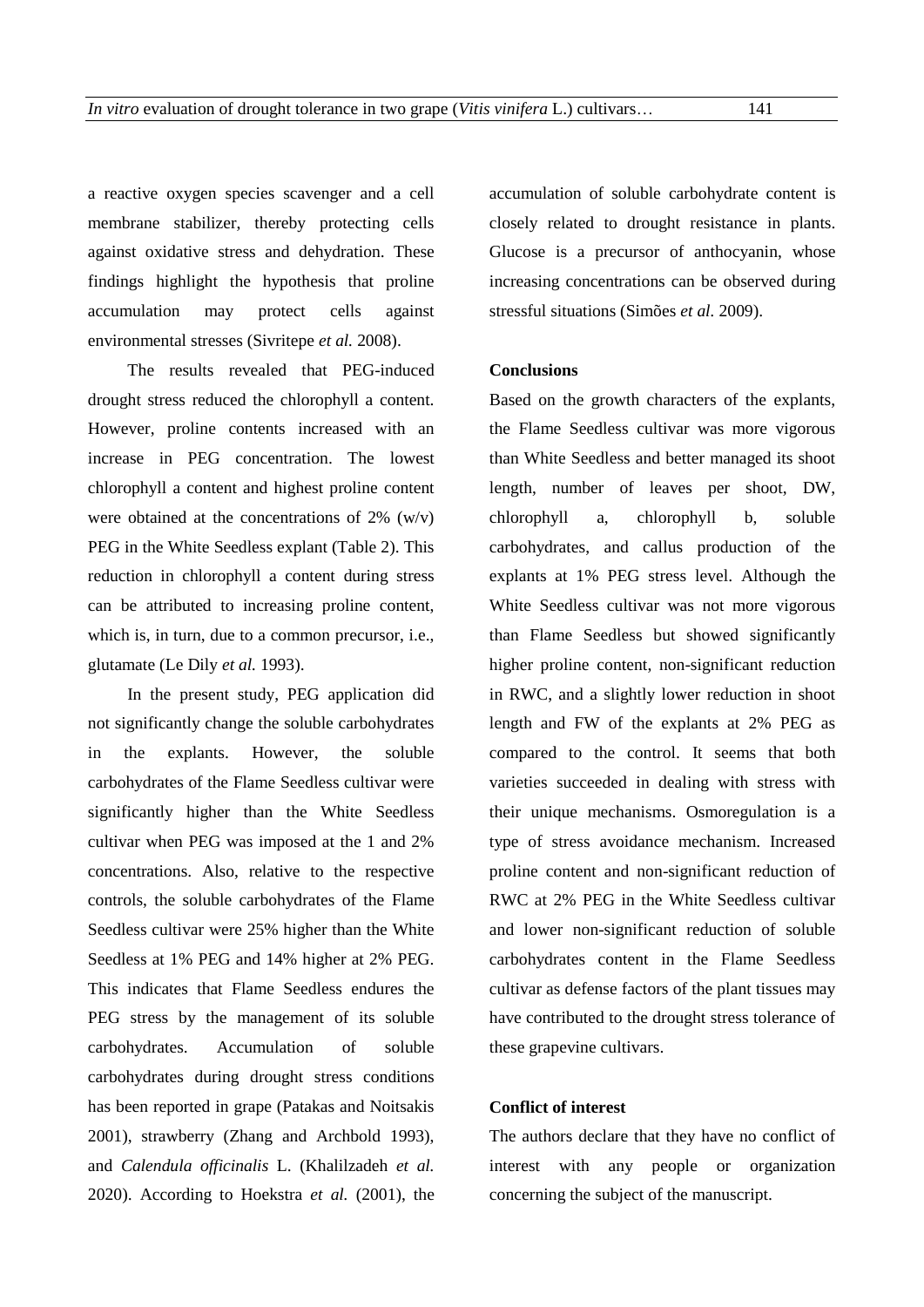a reactive oxygen species scavenger and a cell membrane stabilizer, thereby protecting cells against oxidative stress and dehydration. These findings highlight the hypothesis that proline accumulation may protect cells against environmental stresses (Sivritepe *et al.* 2008).

The results revealed that PEG-induced drought stress reduced the chlorophyll a content. However, proline contents increased with an increase in PEG concentration. The lowest chlorophyll a content and highest proline content were obtained at the concentrations of 2% (w/v) PEG in the White Seedless explant (Table 2). This reduction in chlorophyll a content during stress can be attributed to increasing proline content, which is, in turn, due to a common precursor, i.e., glutamate (Le Dily *et al.* 1993).

In the present study, PEG application did not significantly change the soluble carbohydrates in the explants. However, the soluble carbohydrates of the Flame Seedless cultivar were significantly higher than the White Seedless cultivar when PEG was imposed at the 1 and 2% concentrations. Also, relative to the respective controls, the soluble carbohydrates of the Flame Seedless cultivar were 25% higher than the White Seedless at 1% PEG and 14% higher at 2% PEG. This indicates that Flame Seedless endures the PEG stress by the management of its soluble carbohydrates. Accumulation of soluble carbohydrates during drought stress conditions has been reported in grape (Patakas and Noitsakis 2001), strawberry (Zhang and Archbold 1993), and *Calendula officinalis* L. (Khalilzadeh *et al.* 2020). According to Hoekstra *et al.* (2001), the accumulation of soluble carbohydrate content is closely related to drought resistance in plants. Glucose is a precursor of anthocyanin, whose increasing concentrations can be observed during stressful situations (Simões *et al.* 2009).

## Conclusions

Based on the growth characters of the explants, the Flame Seedless cultivar was more vigorous than White Seedless and better managed its shoot length, number of leaves per shoot, DW, chlorophyll a, chlorophyll b, soluble carbohydrates, and callus production of the explants at 1% PEG stress level. Although the White Seedless cultivar was not more vigorous than Flame Seedless but showed significantly higher proline content, non-significant reduction in RWC, and a slightly lower reduction in shoot length and FW of the explants at 2% PEG as compared to the control. It seems that both varieties succeeded in dealing with stress with their unique mechanisms. Osmoregulation is a type of stress avoidance mechanism. Increased proline content and non-significant reduction of RWC at 2% PEG in the White Seedless cultivar and lower non-significant reduction of soluble carbohydrates content in the Flame Seedless cultivar as defense factors of the plant tissues may have contributed to the drought stress tolerance of these grapevine cultivars.

## Conflict of interest

The authors declare that they have no conflict of interest with any people or organization concerning the subject of the manuscript.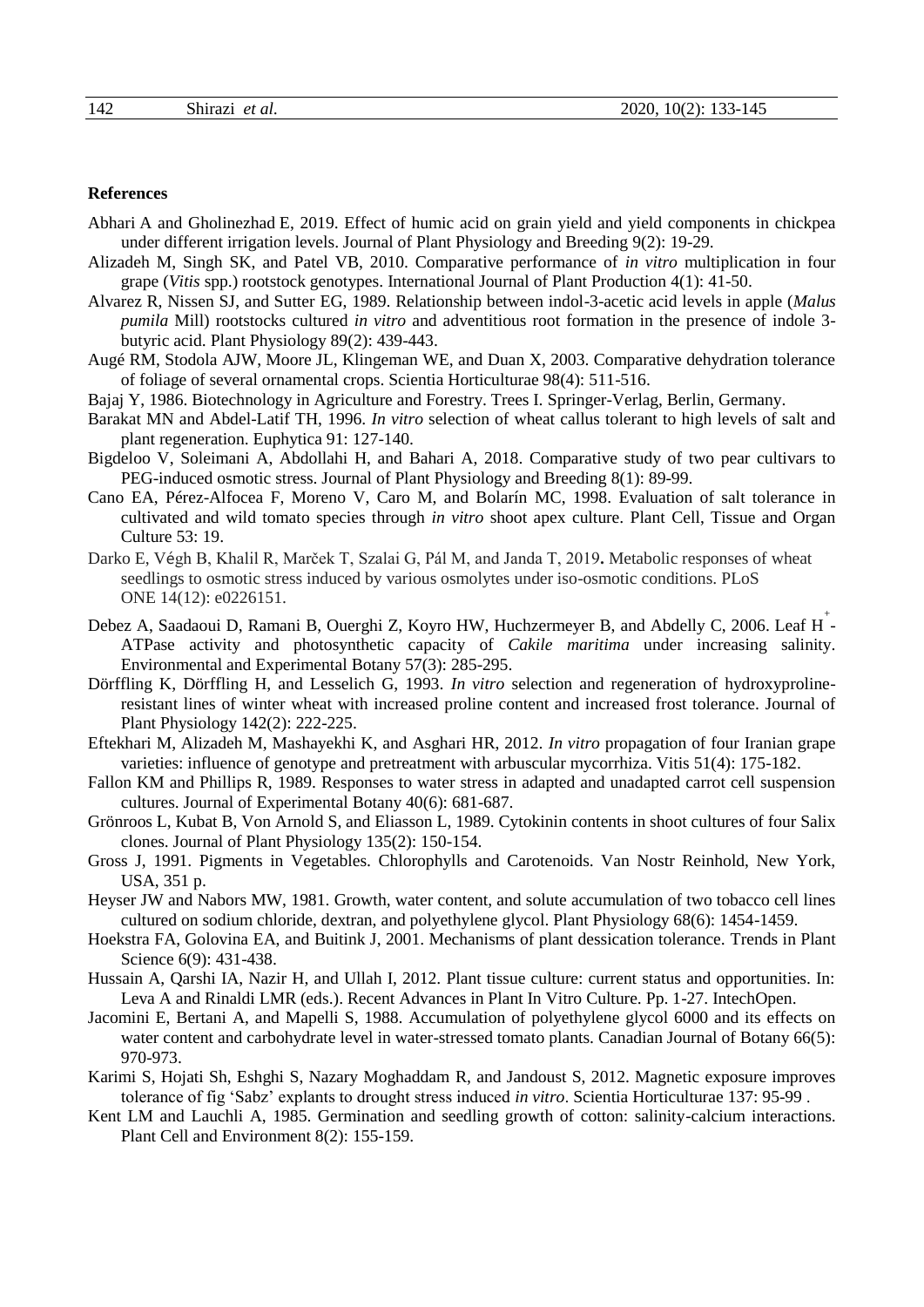## References

Abhari A and Gholinezhad E, 2019. Effect of humic acid on grain yield and yield components in chickpea under different irrigation levels. Journal of Plant Physiology and Breeding 9(2): 19-29.

Alizadeh M, Singh SK, and Patel VB, 2010. Comparative performance of *in vitro* multiplication in four grape (*Vitis* spp.) rootstock genotypes. International Journal of Plant Production 4(1): 41-50.

Alvarez R, Nissen SJ, and Sutter EG, 1989. Relationship between indol-3-acetic acid levels in apple (*Malus pumila* Mill) rootstocks cultured *in vitro* and adventitious root formation in the presence of indole 3-butyric acid. Plant Physiology 89(2): 439-443.

Augé RM, Stodola AJW, Moore JL, Klingeman WE, and Duan X, 2003. Comparative dehydration tolerance of foliage of several ornamental crops. Scientia Horticulturae 98(4): 511-516.

Bajaj Y, 1986. Biotechnology in Agriculture and Forestry. Trees I. Springer-Verlag, Berlin, Germany.

Barakat MN and Abdel-Latif TH, 1996. *In vitro* selection of wheat callus tolerant to high levels of salt and plant regeneration. Euphytica 91: 127-140.

Bigdeloo V, Soleimani A, Abdollahi H, and Bahari A, 2018. Comparative study of two pear cultivars to PEG-induced osmotic stress. Journal of Plant Physiology and Breeding 8(1): 89-99.

Cano EA, Pérez-Alfocea F, Moreno V, Caro M, and Bolarín MC, 1998. Evaluation of salt tolerance in cultivated and wild tomato species through *in vitro* shoot apex culture. Plant Cell, Tissue and Organ Culture 53: 19.

Darko E, Végh B, Khalil R, Marček T, Szalai G, Pál M, and Janda T, 2019**.** Metabolic responses of wheat seedlings to osmotic stress induced by various osmolytes under iso-osmotic conditions. PLoS ONE 14(12): e0226151.

Debez A, Saadaoui D, Ramani B, Ouerghi Z, Koyro HW, Huchzermeyer B, and Abdelly C, 2006. Leaf $H^+$-ATPase activity and photosynthetic capacity of *Cakile maritima* under increasing salinity. Environmental and Experimental Botany 57(3): 285-295.

Dörffling K, Dörffling H, and Lesselich G, 1993. *In vitro* selection and regeneration of hydroxyproline-resistant lines of winter wheat with increased proline content and increased frost tolerance. Journal of Plant Physiology 142(2): 222-225.

Eftekhari M, Alizadeh M, Mashayekhi K, and Asghari HR, 2012. *In vitro* propagation of four Iranian grape varieties: influence of genotype and pretreatment with arbuscular mycorrhiza. Vitis 51(4): 175-182.

Fallon KM and Phillips R, 1989. Responses to water stress in adapted and unadapted carrot cell suspension cultures. Journal of Experimental Botany 40(6): 681-687.

Grönroos L, Kubat B, Von Arnold S, and Eliasson L, 1989. Cytokinin contents in shoot cultures of four Salix clones. Journal of Plant Physiology 135(2): 150-154.

Gross J, 1991. Pigments in Vegetables. Chlorophylls and Carotenoids. Van Nostr Reinhold, New York, USA, 351 p.

Heyser JW and Nabors MW, 1981. Growth, water content, and solute accumulation of two tobacco cell lines cultured on sodium chloride, dextran, and polyethylene glycol. Plant Physiology 68(6): 1454-1459.

Hoekstra FA, Golovina EA, and Buitink J, 2001. Mechanisms of plant dessication tolerance. Trends in Plant Science 6(9): 431-438.

Hussain A, Qarshi IA, Nazir H, and Ullah I, 2012. Plant tissue culture: current status and opportunities. In: Leva A and Rinaldi LMR (eds.). Recent Advances in Plant In Vitro Culture. Pp. 1-27. IntechOpen.

Jacomini E, Bertani A, and Mapelli S, 1988. Accumulation of polyethylene glycol 6000 and its effects on water content and carbohydrate level in water-stressed tomato plants. Canadian Journal of Botany 66(5): 970-973.

Karimi S, Hojati Sh, Eshghi S, Nazary Moghaddam R, and Jandoust S, 2012. Magnetic exposure improves tolerance of fig 'Sabz' explants to drought stress induced *in vitro*. Scientia Horticulturae 137: 95-99 .

Kent LM and Lauchli A, 1985. Germination and seedling growth of cotton: salinity-calcium interactions. Plant Cell and Environment 8(2): 155-159.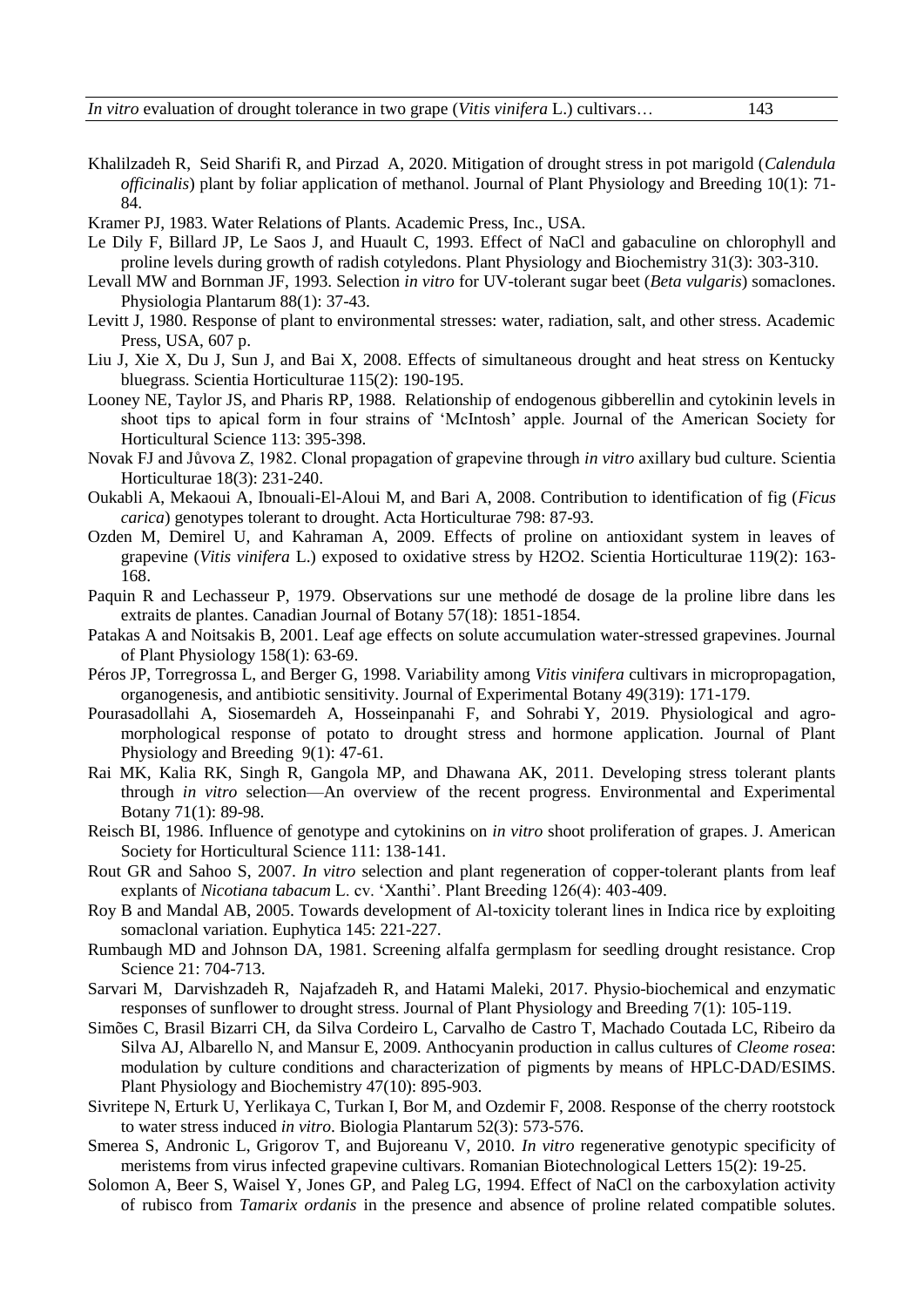Khalilzadeh R, Seid Sharifi R, and Pirzad A, 2020. Mitigation of drought stress in pot marigold (*Calendula officinalis*) plant by foliar application of methanol. Journal of Plant Physiology and Breeding 10(1): 71-84.

Kramer PJ, 1983. Water Relations of Plants. Academic Press, Inc., USA.

Le Dily F, Billard JP, Le Saos J, and Huault C, 1993. Effect of NaCl and gabaculine on chlorophyll and proline levels during growth of radish cotyledons. Plant Physiology and Biochemistry 31(3): 303-310.

Levall MW and Bornman JF, 1993. Selection *in vitro* for UV-tolerant sugar beet (*Beta vulgaris*) somaclones. Physiologia Plantarum 88(1): 37-43.

Levitt J, 1980. Response of plant to environmental stresses: water, radiation, salt, and other stress. Academic Press, USA, 607 p.

Liu J, Xie X, Du J, Sun J, and Bai X, 2008. Effects of simultaneous drought and heat stress on Kentucky bluegrass. Scientia Horticulturae 115(2): 190-195.

Looney NE, Taylor JS, and Pharis RP, 1988. Relationship of endogenous gibberellin and cytokinin levels in shoot tips to apical form in four strains of 'McIntosh' apple. Journal of the American Society for Horticultural Science 113: 395-398.

Novak FJ and Jůvova Z, 1982. Clonal propagation of grapevine through *in vitro* axillary bud culture. Scientia Horticulturae 18(3): 231-240.

Oukabli A, Mekaoui A, Ibnouali-El-Aloui M, and Bari A, 2008. Contribution to identification of fig (*Ficus carica*) genotypes tolerant to drought. Acta Horticulturae 798: 87-93.

Ozden M, Demirel U, and Kahraman A, 2009. Effects of proline on antioxidant system in leaves of grapevine (*Vitis vinifera* L.) exposed to oxidative stress by H2O2. Scientia Horticulturae 119(2): 163-168.

Paquin R and Lechasseur P, 1979. Observations sur une methodé de dosage de la proline libre dans les extraits de plantes. Canadian Journal of Botany 57(18): 1851-1854.

Patakas A and Noitsakis B, 2001. Leaf age effects on solute accumulation water-stressed grapevines. Journal of Plant Physiology 158(1): 63-69.

Péros JP, Torregrossa L, and Berger G, 1998. Variability among *Vitis vinifera* cultivars in micropropagation, organogenesis, and antibiotic sensitivity. Journal of Experimental Botany 49(319): 171-179.

Pourasadollahi A, Siosemardeh A, Hosseinpanahi F, and Sohrabi Y, 2019. Physiological and agro-morphological response of potato to drought stress and hormone application. Journal of Plant Physiology and Breeding 9(1): 47-61.

Rai MK, Kalia RK, Singh R, Gangola MP, and Dhawana AK, 2011. Developing stress tolerant plants through *in vitro* selection—An overview of the recent progress. Environmental and Experimental Botany 71(1): 89-98.

Reisch BI, 1986. Influence of genotype and cytokinins on *in vitro* shoot proliferation of grapes. J. American Society for Horticultural Science 111: 138-141.

Rout GR and Sahoo S, 2007. *In vitro* selection and plant regeneration of copper-tolerant plants from leaf explants of *Nicotiana tabacum* L. cv. 'Xanthi'. Plant Breeding 126(4): 403-409.

Roy B and Mandal AB, 2005. Towards development of Al-toxicity tolerant lines in Indica rice by exploiting somaclonal variation. Euphytica 145: 221-227.

Rumbaugh MD and Johnson DA, 1981. Screening alfalfa germplasm for seedling drought resistance. Crop Science 21: 704-713.

Sarvari M, Darvishzadeh R, Najafzadeh R, and Hatami Maleki, 2017. Physio-biochemical and enzymatic responses of sunflower to drought stress. Journal of Plant Physiology and Breeding 7(1): 105-119.

Simões C, Brasil Bizarri CH, da Silva Cordeiro L, Carvalho de Castro T, Machado Coutada LC, Ribeiro da Silva AJ, Albarello N, and Mansur E, 2009. Anthocyanin production in callus cultures of *Cleome rosea*: modulation by culture conditions and characterization of pigments by means of HPLC-DAD/ESIMS. Plant Physiology and Biochemistry 47(10): 895-903.

Sivritepe N, Erturk U, Yerlikaya C, Turkan I, Bor M, and Ozdemir F, 2008. Response of the cherry rootstock to water stress induced *in vitro*. Biologia Plantarum 52(3): 573-576.

Smerea S, Andronic L, Grigorov T, and Bujoreanu V, 2010. *In vitro* regenerative genotypic specificity of meristems from virus infected grapevine cultivars. Romanian Biotechnological Letters 15(2): 19-25.

Solomon A, Beer S, Waisel Y, Jones GP, and Paleg LG, 1994. Effect of NaCl on the carboxylation activity of rubisco from *Tamarix ordanis* in the presence and absence of proline related compatible solutes.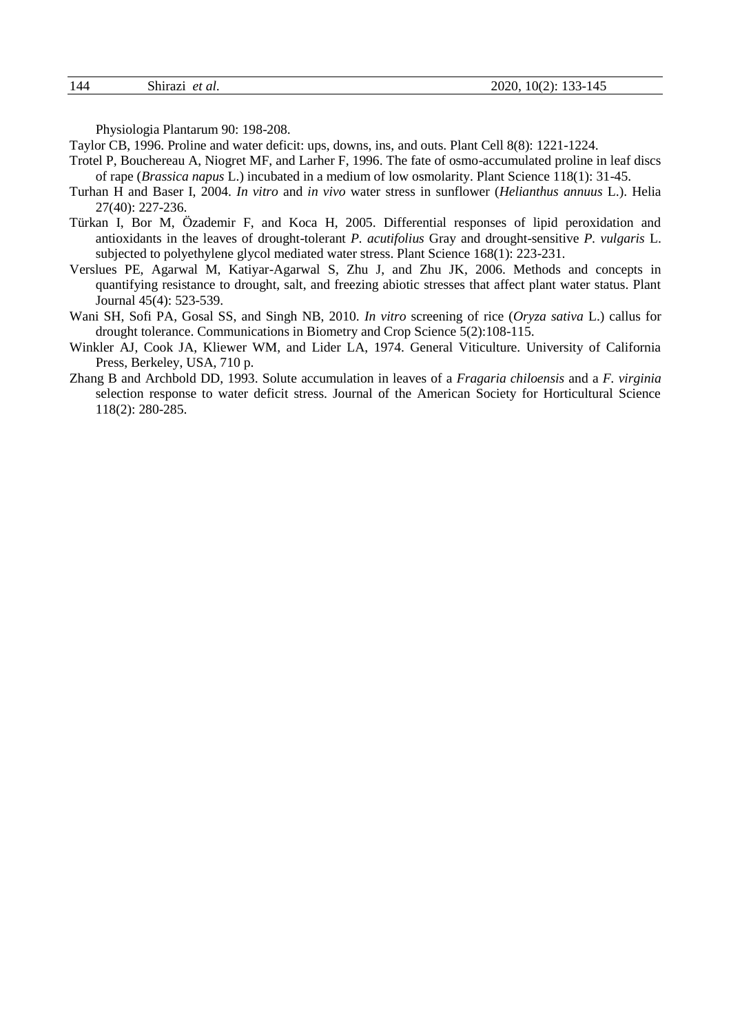Physiologia Plantarum 90: 198-208.

Taylor CB, 1996. Proline and water deficit: ups, downs, ins, and outs. Plant Cell 8(8): 1221-1224.

Trotel P, Bouchereau A, Niogret MF, and Larher F, 1996. The fate of osmo-accumulated proline in leaf discs of rape (*Brassica napus* L.) incubated in a medium of low osmolarity. Plant Science 118(1): 31-45.

Turhan H and Baser I, 2004. *In vitro* and *in vivo* water stress in sunflower (*Helianthus annuus* L.). Helia 27(40): 227-236.

Türkan I, Bor M, Özademir F, and Koca H, 2005. Differential responses of lipid peroxidation and antioxidants in the leaves of drought-tolerant *P. acutifolius* Gray and drought-sensitive *P. vulgaris* L. subjected to polyethylene glycol mediated water stress. Plant Science 168(1): 223-231.

Verslues PE, Agarwal M, Katiyar-Agarwal S, Zhu J, and Zhu JK, 2006. Methods and concepts in quantifying resistance to drought, salt, and freezing abiotic stresses that affect plant water status. Plant Journal 45(4): 523-539.

Wani SH, Sofi PA, Gosal SS, and Singh NB, 2010. *In vitro* screening of rice (*Oryza sativa* L.) callus for drought tolerance. Communications in Biometry and Crop Science 5(2):108-115.

Winkler AJ, Cook JA, Kliewer WM, and Lider LA, 1974. General Viticulture. University of California Press, Berkeley, USA, 710 p.

Zhang B and Archbold DD, 1993. Solute accumulation in leaves of a *Fragaria chiloensis* and a *F. virginia* selection response to water deficit stress. Journal of the American Society for Horticultural Science 118(2): 280-285.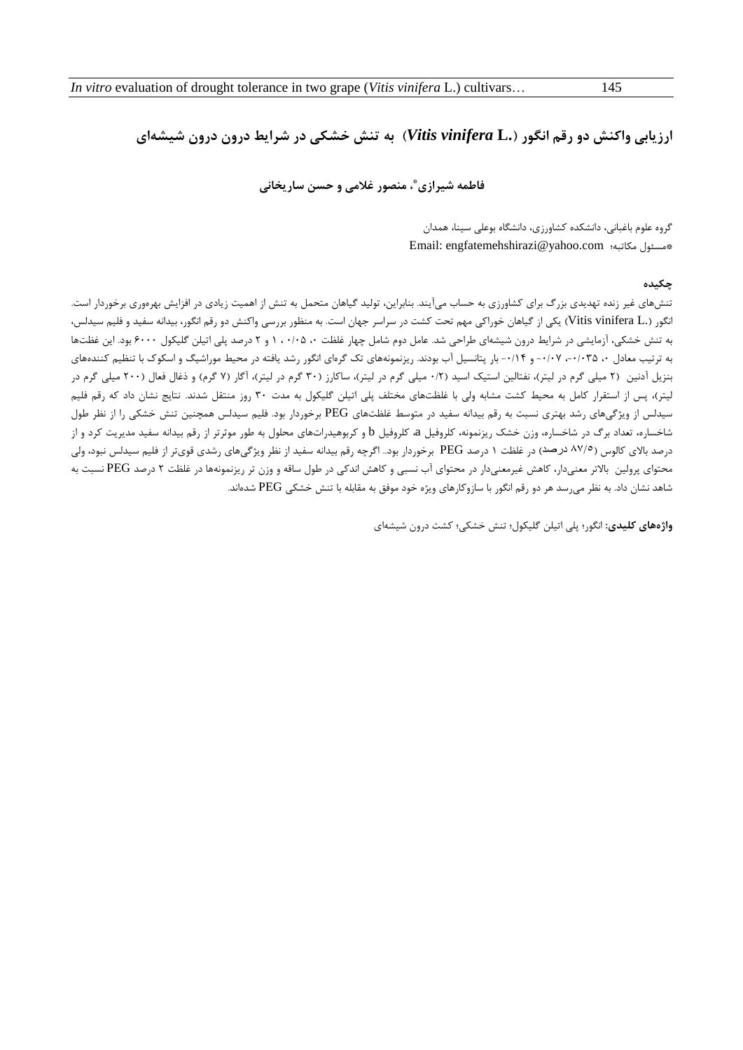# ارزیابی واکنش دو رقم انگور (*Vitis vinifera* L.) به تنش خشکی در شرایط درون درون شیشه‌ای

**فاطمه شیرازی[*]، منصور غلامی و حسن ساریخانی**

گروه علوم باغبانی، دانشکده کشاورزی، دانشگاه بوعلی سینا، همدان

*مسئول مکاتبه؛ Email: engfatemehshirazi@yahoo.com

**چکیده**

تنش‌های غیر زنده تهدیدی بزرگ برای کشاورزی به حساب می‌آیند. بنابراین، تولید گیاهان متحمل به تنش از اهمیت زیادی در افزایش بهره‌وری برخوردار است. انگور (.Vitis vinifera L) یکی از گیاهان خوراکی مهم تحت کشت در سراسر جهان است. به منظور بررسی واکنش دو رقم انگور، بیدانه سفید و فلیم سیدلس، به تنش خشکی، آزمایشی در شرایط درون شیشه‌ای طراحی شد. عامل دوم شامل چهار غلظت ۰، ۰/۰۵ ، ۱ و ۲ درصد پلی اتیلن گلیکول ۶۰۰۰ بود. این غلظت‌ها به ترتیب معادل ۰، ۰/۰۳۵-، ۰/۰۷- و ۰/۱۴- بار پتانسیل آب بودند. ریزنمونه‌های تک گره‌ای انگور رشد یافته در محیط موراشیگ و اسکوک با تنظیم کننده‌های بنزیل آدنین (۲ میلی گرم در لیتر)، نفتالین استیک اسید (۰/۲ میلی گرم در لیتر)، ساکارز (۳۰ گرم در لیتر)، آگار (۷ گرم) و ذغال فعال (۲۰۰ میلی گرم در لیتر)، پس از استقرار کامل به محیط کشت مشابه ولی با غلظت‌های مختلف پلی اتیلن گلیکول به مدت ۳۰ روز منتقل شدند. نتایج نشان داد که رقم فلیم سیدلس از ویژگی‌های رشد بهتری نسبت به رقم بیدانه سفید در متوسط غلظت‌های PEG برخوردار بود. فلیم سیدلس همچنین تنش خشکی را از نظر طول شاخساره، تعداد برگ در شاخساره، وزن خشک ریزنمونه، کلروفیل a، کلروفیل b و کربوهیدرات‌های محلول به طور موثرتر از رقم بیدانه سفید مدیریت کرد و از درصد بالای کالوس (۸۷/۵ درصد) در غلظت ۱ درصد PEG برخوردار بود.. اگرچه رقم بیدانه سفید از نظر ویژگی‌های رشدی قوی‌تر از فلیم سیدلس نبود، ولی محتوای پرولین بالاتر معنی‌دار، کاهش غیرمعنی‌دار در محتوای آب نسبی و کاهش اندکی در طول ساقه و وزن تر ریزنمونه‌ها در غلظت ۲ درصد PEG نسبت به شاهد نشان داد. به نظر می‌رسد هر دو رقم انگور با سازوکارهای ویژه خود موفق به مقابله با تنش خشکی PEG شده‌اند.

**واژه‌های کلیدی:** انگور؛ پلی اتیلن گلیکول؛ تنش خشکی؛ کشت درون شیشه‌ای